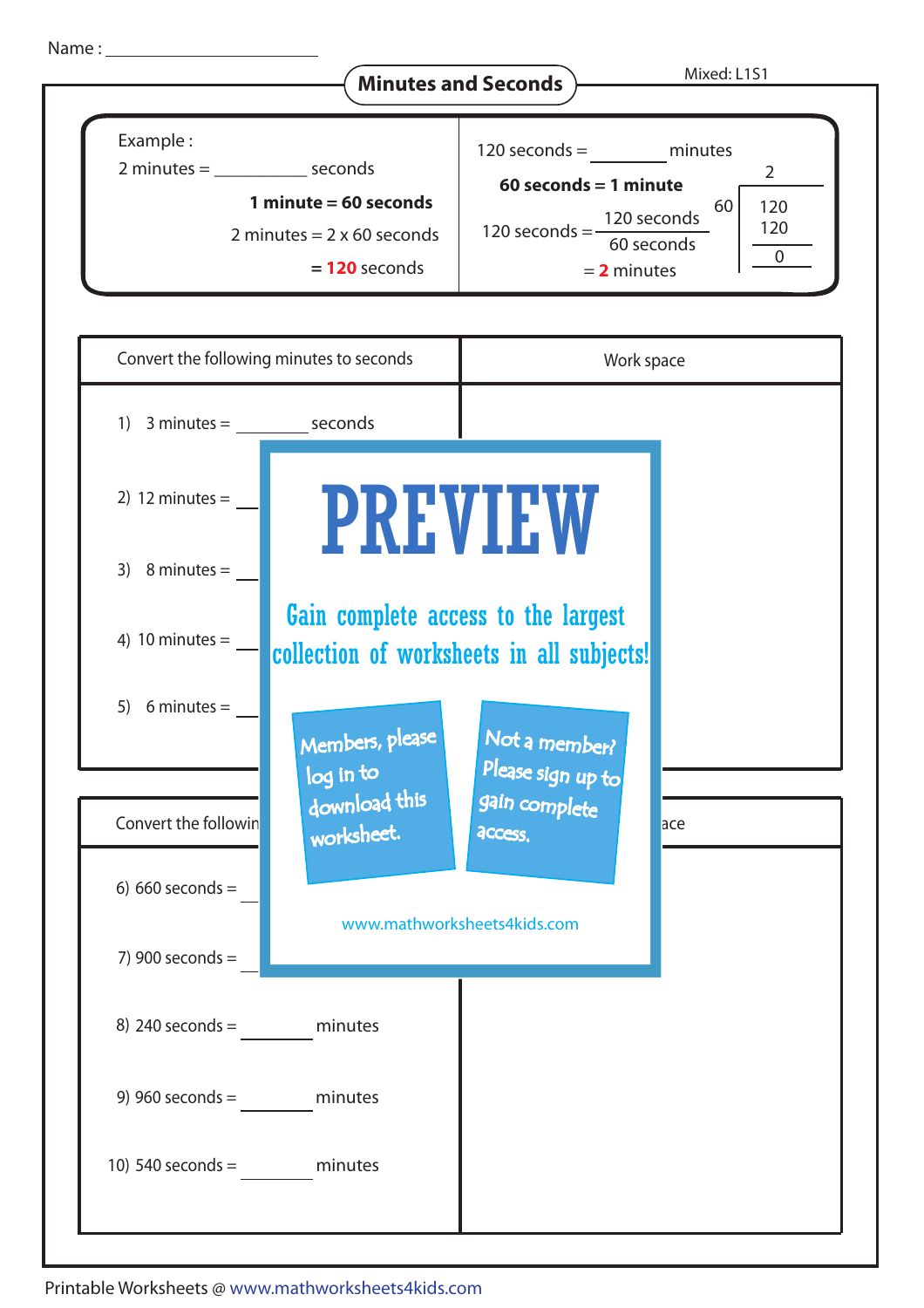Name : ______________________

# Minutes and Seconds

Mixed: L1S1

**Example :**

2 minutes = __________ seconds

**1 minute = 60 seconds**

2 minutes = 2 x 60 seconds

= **120** seconds

120 seconds = ________ minutes

**60 seconds = 1 minute**

$$120 \text{ seconds} = \frac{120 \text{ seconds}}{60 \text{ seconds}}$$

= **2** minutes

```
       2
   ______
60 | 120
     120
     ___
       0
```

| Convert the following minutes to seconds | Work space |
|---|---|
| 1) 3 minutes = ________ seconds | |
| 2) 12 minutes = ________ | |
| 3) 8 minutes = ________ | |
| 4) 10 minutes = ________ | |
| 5) 6 minutes = ________ | |

PREVIEW

Gain complete access to the largest collection of worksheets in all subjects!

Members, please log in to download this worksheet.

Not a member? Please sign up to gain complete access.

www.mathworksheets4kids.com

| Convert the followin... | ...ace |
|---|---|
| 6) 660 seconds = ________ | |
| 7) 900 seconds = ________ | |
| 8) 240 seconds = ________ minutes | |
| 9) 960 seconds = ________ minutes | |
| 10) 540 seconds = ________ minutes | |

Printable Worksheets @ www.mathworksheets4kids.com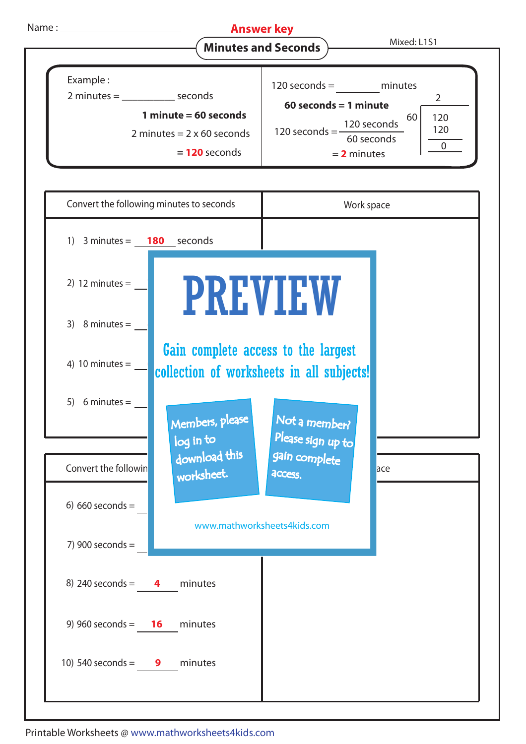Name : ____________________

**Answer key**

## Minutes and Seconds

Mixed: L1S1

**Example :**

2 minutes = __________ seconds

**1 minute = 60 seconds**

2 minutes = 2 x 60 seconds

= **120** seconds

120 seconds = ________ minutes

**60 seconds = 1 minute**

$$120 \text{ seconds} = \frac{120 \text{ seconds}}{60 \text{ seconds}}$$

= **2** minutes

```
      2
60 | 120
     120
     ---
       0
```

| Convert the following minutes to seconds | Work space |
|---|---|
| 1) 3 minutes = **180** seconds | |
| 2) 12 minutes = ___ | |
| 3) 8 minutes = ___ | |
| 4) 10 minutes = ___ | |
| 5) 6 minutes = ___ | |

PREVIEW

Gain complete access to the largest collection of worksheets in all subjects!

Members, please log in to download this worksheet.

Not a member? Please sign up to gain complete access.

www.mathworksheets4kids.com

| Convert the followin... | ...ace |
|---|---|
| 6) 660 seconds = ___ | |
| 7) 900 seconds = ___ | |
| 8) 240 seconds = **4** minutes | |
| 9) 960 seconds = **16** minutes | |
| 10) 540 seconds = **9** minutes | |

Printable Worksheets @ www.mathworksheets4kids.com